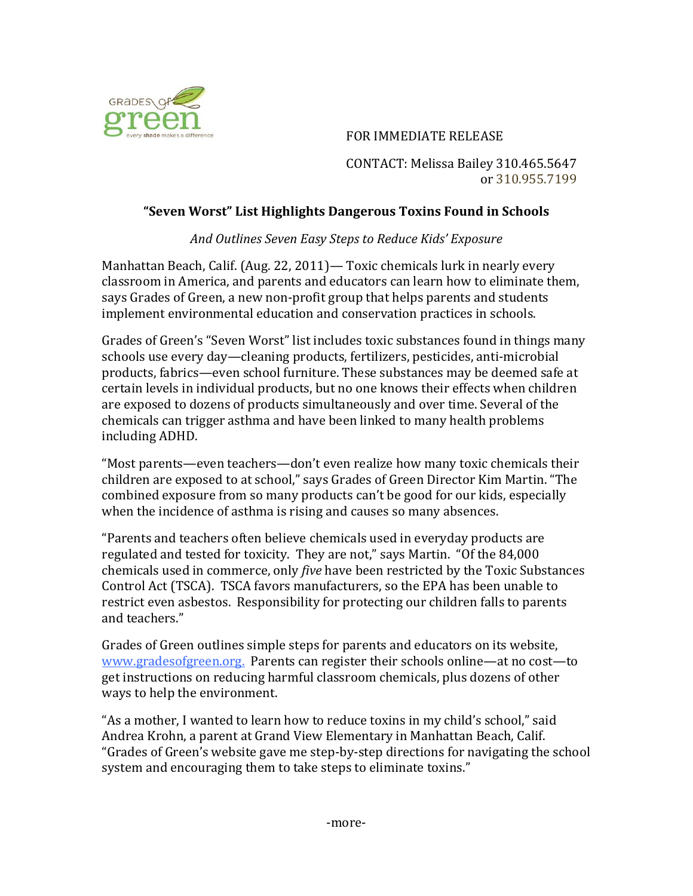FOR IMMEDIATE RELEASE

CONTACT: Melissa Bailey 310.465.5647
or 310.955.7199

## "Seven Worst" List Highlights Dangerous Toxins Found in Schools

*And Outlines Seven Easy Steps to Reduce Kids' Exposure*

Manhattan Beach, Calif. (Aug. 22, 2011)— Toxic chemicals lurk in nearly every classroom in America, and parents and educators can learn how to eliminate them, says Grades of Green, a new non-profit group that helps parents and students implement environmental education and conservation practices in schools.

Grades of Green's "Seven Worst" list includes toxic substances found in things many schools use every day—cleaning products, fertilizers, pesticides, anti-microbial products, fabrics—even school furniture. These substances may be deemed safe at certain levels in individual products, but no one knows their effects when children are exposed to dozens of products simultaneously and over time. Several of the chemicals can trigger asthma and have been linked to many health problems including ADHD.

"Most parents—even teachers—don't even realize how many toxic chemicals their children are exposed to at school," says Grades of Green Director Kim Martin. "The combined exposure from so many products can't be good for our kids, especially when the incidence of asthma is rising and causes so many absences.

"Parents and teachers often believe chemicals used in everyday products are regulated and tested for toxicity. They are not," says Martin. "Of the 84,000 chemicals used in commerce, only *five* have been restricted by the Toxic Substances Control Act (TSCA). TSCA favors manufacturers, so the EPA has been unable to restrict even asbestos. Responsibility for protecting our children falls to parents and teachers."

Grades of Green outlines simple steps for parents and educators on its website, www.gradesofgreen.org. Parents can register their schools online—at no cost—to get instructions on reducing harmful classroom chemicals, plus dozens of other ways to help the environment.

"As a mother, I wanted to learn how to reduce toxins in my child's school," said Andrea Krohn, a parent at Grand View Elementary in Manhattan Beach, Calif. "Grades of Green's website gave me step-by-step directions for navigating the school system and encouraging them to take steps to eliminate toxins."

-more-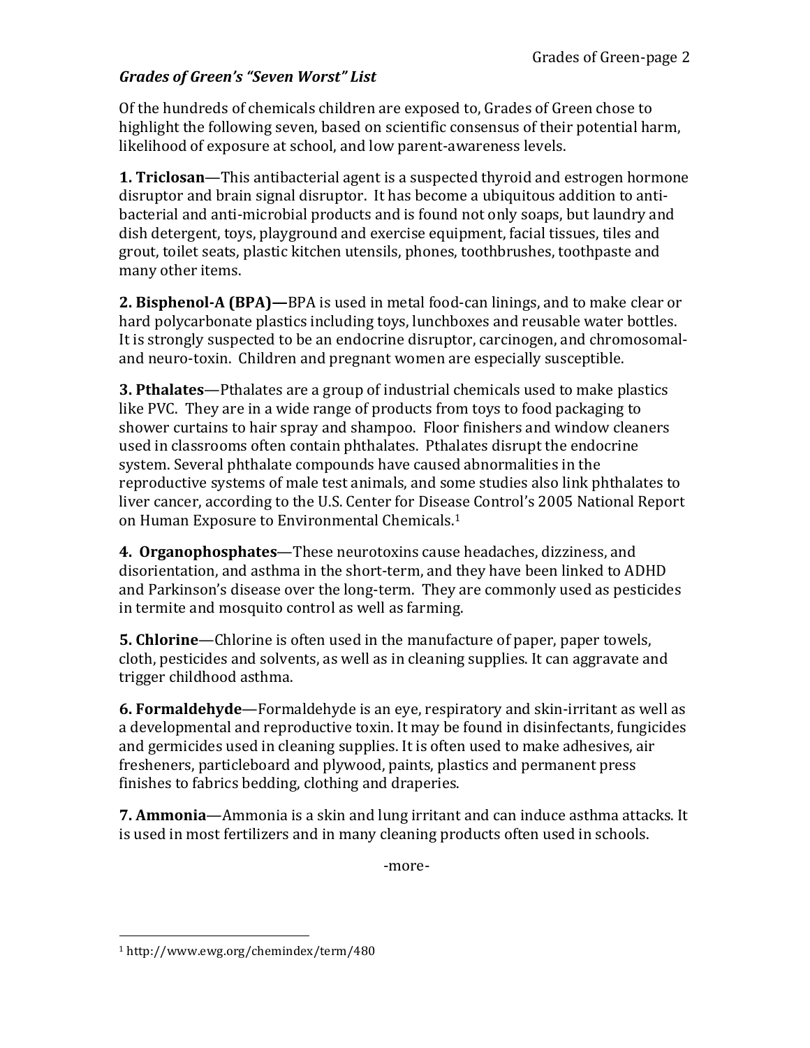***Grades of Green's "Seven Worst" List***

Of the hundreds of chemicals children are exposed to, Grades of Green chose to highlight the following seven, based on scientific consensus of their potential harm, likelihood of exposure at school, and low parent-awareness levels.

**1. Triclosan**—This antibacterial agent is a suspected thyroid and estrogen hormone disruptor and brain signal disruptor. It has become a ubiquitous addition to anti-bacterial and anti-microbial products and is found not only soaps, but laundry and dish detergent, toys, playground and exercise equipment, facial tissues, tiles and grout, toilet seats, plastic kitchen utensils, phones, toothbrushes, toothpaste and many other items.

**2. Bisphenol-A (BPA)—**BPA is used in metal food-can linings, and to make clear or hard polycarbonate plastics including toys, lunchboxes and reusable water bottles. It is strongly suspected to be an endocrine disruptor, carcinogen, and chromosomal- and neuro-toxin. Children and pregnant women are especially susceptible.

**3. Pthalates**—Pthalates are a group of industrial chemicals used to make plastics like PVC. They are in a wide range of products from toys to food packaging to shower curtains to hair spray and shampoo. Floor finishers and window cleaners used in classrooms often contain phthalates. Pthalates disrupt the endocrine system. Several phthalate compounds have caused abnormalities in the reproductive systems of male test animals, and some studies also link phthalates to liver cancer, according to the U.S. Center for Disease Control's 2005 National Report on Human Exposure to Environmental Chemicals.[1]

**4. Organophosphates**—These neurotoxins cause headaches, dizziness, and disorientation, and asthma in the short-term, and they have been linked to ADHD and Parkinson's disease over the long-term. They are commonly used as pesticides in termite and mosquito control as well as farming.

**5. Chlorine**—Chlorine is often used in the manufacture of paper, paper towels, cloth, pesticides and solvents, as well as in cleaning supplies. It can aggravate and trigger childhood asthma.

**6. Formaldehyde**—Formaldehyde is an eye, respiratory and skin-irritant as well as a developmental and reproductive toxin. It may be found in disinfectants, fungicides and germicides used in cleaning supplies. It is often used to make adhesives, air fresheners, particleboard and plywood, paints, plastics and permanent press finishes to fabrics bedding, clothing and draperies.

**7. Ammonia**—Ammonia is a skin and lung irritant and can induce asthma attacks. It is used in most fertilizers and in many cleaning products often used in schools.

-more-

[1] http://www.ewg.org/chemindex/term/480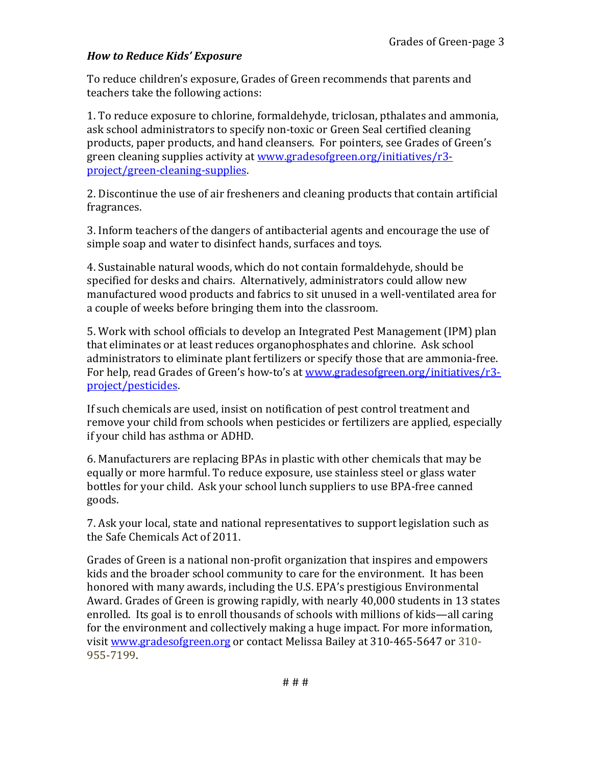***How to Reduce Kids' Exposure***

To reduce children's exposure, Grades of Green recommends that parents and teachers take the following actions:

1. To reduce exposure to chlorine, formaldehyde, triclosan, pthalates and ammonia, ask school administrators to specify non-toxic or Green Seal certified cleaning products, paper products, and hand cleansers. For pointers, see Grades of Green's green cleaning supplies activity at [www.gradesofgreen.org/initiatives/r3-project/green-cleaning-supplies](www.gradesofgreen.org/initiatives/r3-project/green-cleaning-supplies).

2. Discontinue the use of air fresheners and cleaning products that contain artificial fragrances.

3. Inform teachers of the dangers of antibacterial agents and encourage the use of simple soap and water to disinfect hands, surfaces and toys.

4. Sustainable natural woods, which do not contain formaldehyde, should be specified for desks and chairs. Alternatively, administrators could allow new manufactured wood products and fabrics to sit unused in a well-ventilated area for a couple of weeks before bringing them into the classroom.

5. Work with school officials to develop an Integrated Pest Management (IPM) plan that eliminates or at least reduces organophosphates and chlorine. Ask school administrators to eliminate plant fertilizers or specify those that are ammonia-free. For help, read Grades of Green's how-to's at [www.gradesofgreen.org/initiatives/r3-project/pesticides](www.gradesofgreen.org/initiatives/r3-project/pesticides).

If such chemicals are used, insist on notification of pest control treatment and remove your child from schools when pesticides or fertilizers are applied, especially if your child has asthma or ADHD.

6. Manufacturers are replacing BPAs in plastic with other chemicals that may be equally or more harmful. To reduce exposure, use stainless steel or glass water bottles for your child. Ask your school lunch suppliers to use BPA-free canned goods.

7. Ask your local, state and national representatives to support legislation such as the Safe Chemicals Act of 2011.

Grades of Green is a national non-profit organization that inspires and empowers kids and the broader school community to care for the environment. It has been honored with many awards, including the U.S. EPA's prestigious Environmental Award. Grades of Green is growing rapidly, with nearly 40,000 students in 13 states enrolled. Its goal is to enroll thousands of schools with millions of kids—all caring for the environment and collectively making a huge impact. For more information, visit [www.gradesofgreen.org](www.gradesofgreen.org) or contact Melissa Bailey at 310-465-5647 or 310-955-7199.

# # #